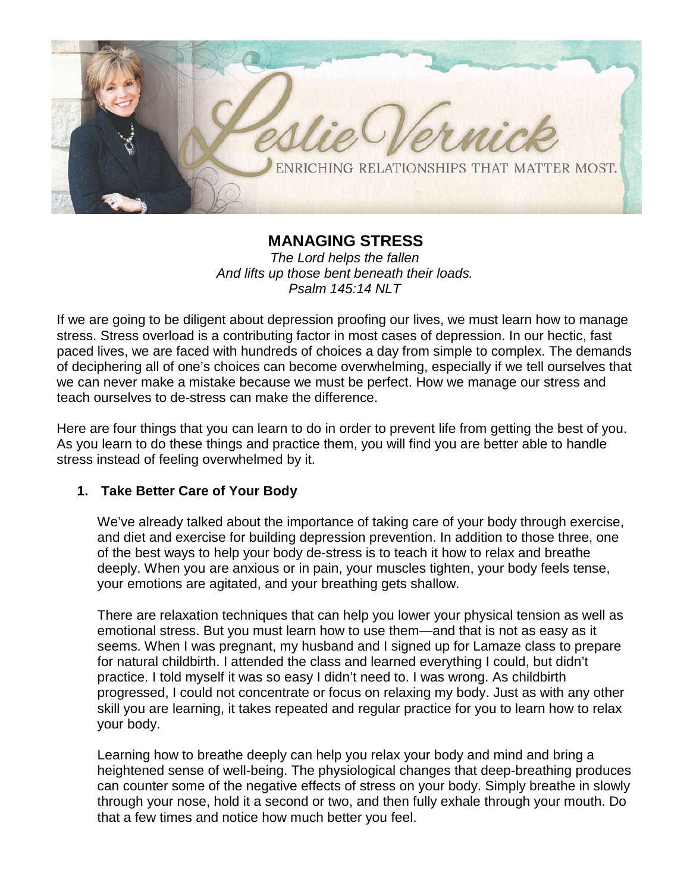Leslie Vernick

ENRICHING RELATIONSHIPS THAT MATTER MOST.

# MANAGING STRESS

*The Lord helps the fallen*
*And lifts up those bent beneath their loads.*
*Psalm 145:14 NLT*

If we are going to be diligent about depression proofing our lives, we must learn how to manage stress. Stress overload is a contributing factor in most cases of depression. In our hectic, fast paced lives, we are faced with hundreds of choices a day from simple to complex. The demands of deciphering all of one's choices can become overwhelming, especially if we tell ourselves that we can never make a mistake because we must be perfect. How we manage our stress and teach ourselves to de-stress can make the difference.

Here are four things that you can learn to do in order to prevent life from getting the best of you. As you learn to do these things and practice them, you will find you are better able to handle stress instead of feeling overwhelmed by it.

1. **Take Better Care of Your Body**

   We've already talked about the importance of taking care of your body through exercise, and diet and exercise for building depression prevention. In addition to those three, one of the best ways to help your body de-stress is to teach it how to relax and breathe deeply. When you are anxious or in pain, your muscles tighten, your body feels tense, your emotions are agitated, and your breathing gets shallow.

   There are relaxation techniques that can help you lower your physical tension as well as emotional stress. But you must learn how to use them—and that is not as easy as it seems. When I was pregnant, my husband and I signed up for Lamaze class to prepare for natural childbirth. I attended the class and learned everything I could, but didn't practice. I told myself it was so easy I didn't need to. I was wrong. As childbirth progressed, I could not concentrate or focus on relaxing my body. Just as with any other skill you are learning, it takes repeated and regular practice for you to learn how to relax your body.

   Learning how to breathe deeply can help you relax your body and mind and bring a heightened sense of well-being. The physiological changes that deep-breathing produces can counter some of the negative effects of stress on your body. Simply breathe in slowly through your nose, hold it a second or two, and then fully exhale through your mouth. Do that a few times and notice how much better you feel.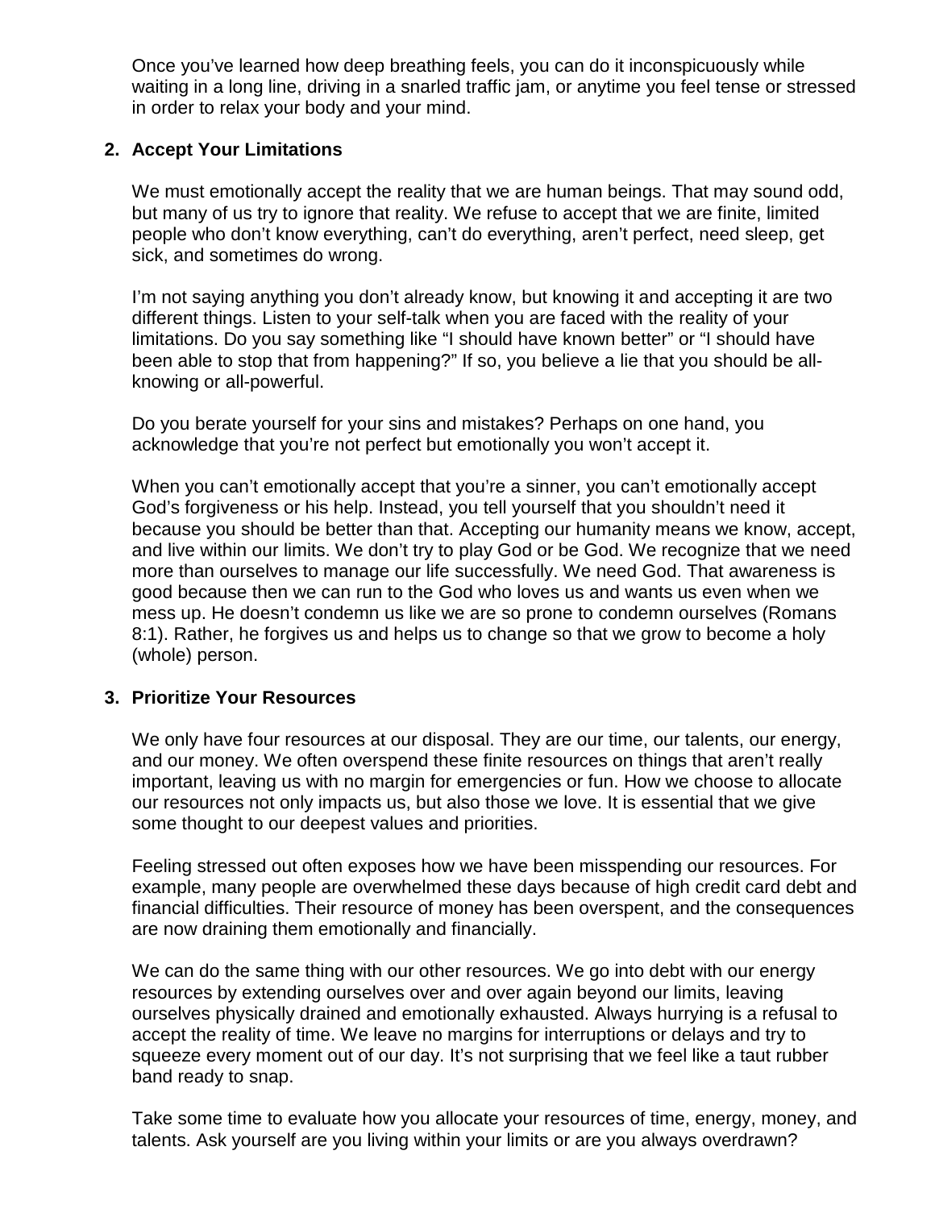Once you've learned how deep breathing feels, you can do it inconspicuously while waiting in a long line, driving in a snarled traffic jam, or anytime you feel tense or stressed in order to relax your body and your mind.

**2. Accept Your Limitations**

We must emotionally accept the reality that we are human beings. That may sound odd, but many of us try to ignore that reality. We refuse to accept that we are finite, limited people who don't know everything, can't do everything, aren't perfect, need sleep, get sick, and sometimes do wrong.

I'm not saying anything you don't already know, but knowing it and accepting it are two different things. Listen to your self-talk when you are faced with the reality of your limitations. Do you say something like "I should have known better" or "I should have been able to stop that from happening?" If so, you believe a lie that you should be all-knowing or all-powerful.

Do you berate yourself for your sins and mistakes? Perhaps on one hand, you acknowledge that you're not perfect but emotionally you won't accept it.

When you can't emotionally accept that you're a sinner, you can't emotionally accept God's forgiveness or his help. Instead, you tell yourself that you shouldn't need it because you should be better than that. Accepting our humanity means we know, accept, and live within our limits. We don't try to play God or be God. We recognize that we need more than ourselves to manage our life successfully. We need God. That awareness is good because then we can run to the God who loves us and wants us even when we mess up. He doesn't condemn us like we are so prone to condemn ourselves (Romans 8:1). Rather, he forgives us and helps us to change so that we grow to become a holy (whole) person.

**3. Prioritize Your Resources**

We only have four resources at our disposal. They are our time, our talents, our energy, and our money. We often overspend these finite resources on things that aren't really important, leaving us with no margin for emergencies or fun. How we choose to allocate our resources not only impacts us, but also those we love. It is essential that we give some thought to our deepest values and priorities.

Feeling stressed out often exposes how we have been misspending our resources. For example, many people are overwhelmed these days because of high credit card debt and financial difficulties. Their resource of money has been overspent, and the consequences are now draining them emotionally and financially.

We can do the same thing with our other resources. We go into debt with our energy resources by extending ourselves over and over again beyond our limits, leaving ourselves physically drained and emotionally exhausted. Always hurrying is a refusal to accept the reality of time. We leave no margins for interruptions or delays and try to squeeze every moment out of our day. It's not surprising that we feel like a taut rubber band ready to snap.

Take some time to evaluate how you allocate your resources of time, energy, money, and talents. Ask yourself are you living within your limits or are you always overdrawn?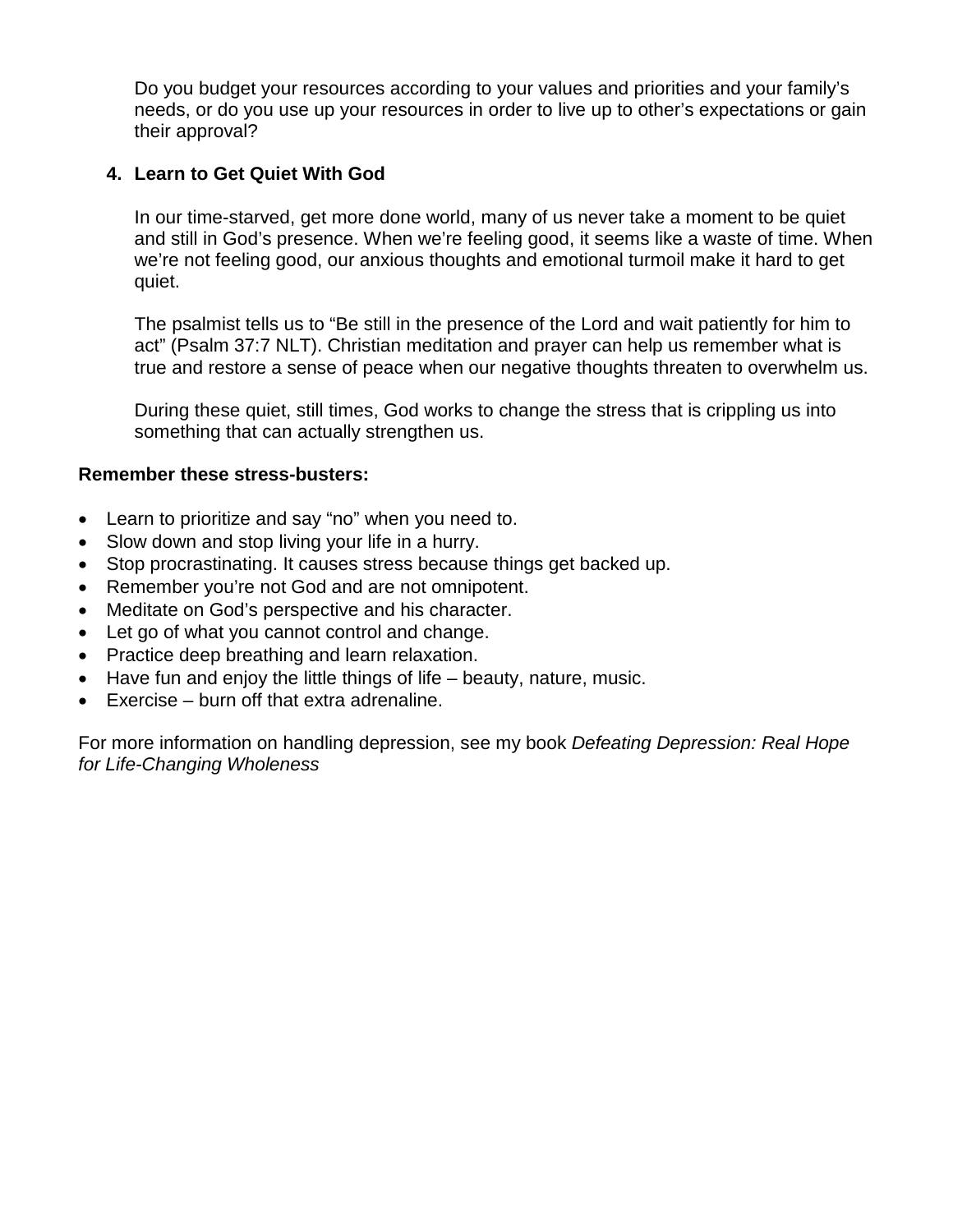Do you budget your resources according to your values and priorities and your family's needs, or do you use up your resources in order to live up to other's expectations or gain their approval?

4. **Learn to Get Quiet With God**

   In our time-starved, get more done world, many of us never take a moment to be quiet and still in God's presence. When we're feeling good, it seems like a waste of time. When we're not feeling good, our anxious thoughts and emotional turmoil make it hard to get quiet.

   The psalmist tells us to "Be still in the presence of the Lord and wait patiently for him to act" (Psalm 37:7 NLT). Christian meditation and prayer can help us remember what is true and restore a sense of peace when our negative thoughts threaten to overwhelm us.

   During these quiet, still times, God works to change the stress that is crippling us into something that can actually strengthen us.

**Remember these stress-busters:**

- Learn to prioritize and say "no" when you need to.
- Slow down and stop living your life in a hurry.
- Stop procrastinating. It causes stress because things get backed up.
- Remember you're not God and are not omnipotent.
- Meditate on God's perspective and his character.
- Let go of what you cannot control and change.
- Practice deep breathing and learn relaxation.
- Have fun and enjoy the little things of life – beauty, nature, music.
- Exercise – burn off that extra adrenaline.

For more information on handling depression, see my book *Defeating Depression: Real Hope for Life-Changing Wholeness*